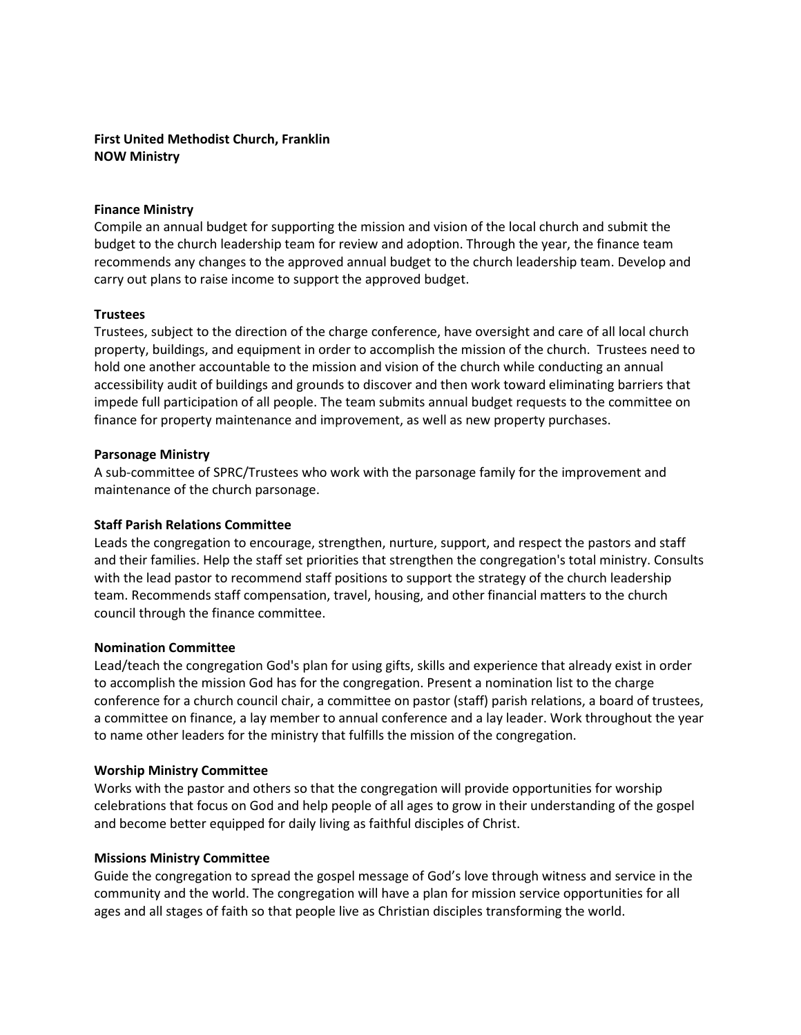**First United Methodist Church, Franklin**
**NOW Ministry**

**Finance Ministry**
Compile an annual budget for supporting the mission and vision of the local church and submit the budget to the church leadership team for review and adoption. Through the year, the finance team recommends any changes to the approved annual budget to the church leadership team. Develop and carry out plans to raise income to support the approved budget.

**Trustees**
Trustees, subject to the direction of the charge conference, have oversight and care of all local church property, buildings, and equipment in order to accomplish the mission of the church. Trustees need to hold one another accountable to the mission and vision of the church while conducting an annual accessibility audit of buildings and grounds to discover and then work toward eliminating barriers that impede full participation of all people. The team submits annual budget requests to the committee on finance for property maintenance and improvement, as well as new property purchases.

**Parsonage Ministry**
A sub-committee of SPRC/Trustees who work with the parsonage family for the improvement and maintenance of the church parsonage.

**Staff Parish Relations Committee**
Leads the congregation to encourage, strengthen, nurture, support, and respect the pastors and staff and their families. Help the staff set priorities that strengthen the congregation's total ministry. Consults with the lead pastor to recommend staff positions to support the strategy of the church leadership team. Recommends staff compensation, travel, housing, and other financial matters to the church council through the finance committee.

**Nomination Committee**
Lead/teach the congregation God's plan for using gifts, skills and experience that already exist in order to accomplish the mission God has for the congregation. Present a nomination list to the charge conference for a church council chair, a committee on pastor (staff) parish relations, a board of trustees, a committee on finance, a lay member to annual conference and a lay leader. Work throughout the year to name other leaders for the ministry that fulfills the mission of the congregation.

**Worship Ministry Committee**
Works with the pastor and others so that the congregation will provide opportunities for worship celebrations that focus on God and help people of all ages to grow in their understanding of the gospel and become better equipped for daily living as faithful disciples of Christ.

**Missions Ministry Committee**
Guide the congregation to spread the gospel message of God's love through witness and service in the community and the world. The congregation will have a plan for mission service opportunities for all ages and all stages of faith so that people live as Christian disciples transforming the world.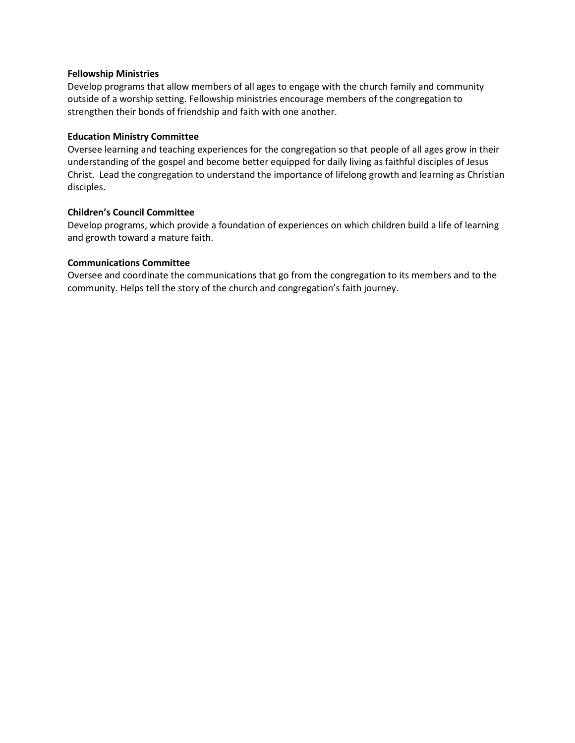**Fellowship Ministries**
Develop programs that allow members of all ages to engage with the church family and community outside of a worship setting. Fellowship ministries encourage members of the congregation to strengthen their bonds of friendship and faith with one another.

**Education Ministry Committee**
Oversee learning and teaching experiences for the congregation so that people of all ages grow in their understanding of the gospel and become better equipped for daily living as faithful disciples of Jesus Christ. Lead the congregation to understand the importance of lifelong growth and learning as Christian disciples.

**Children's Council Committee**
Develop programs, which provide a foundation of experiences on which children build a life of learning and growth toward a mature faith.

**Communications Committee**
Oversee and coordinate the communications that go from the congregation to its members and to the community. Helps tell the story of the church and congregation's faith journey.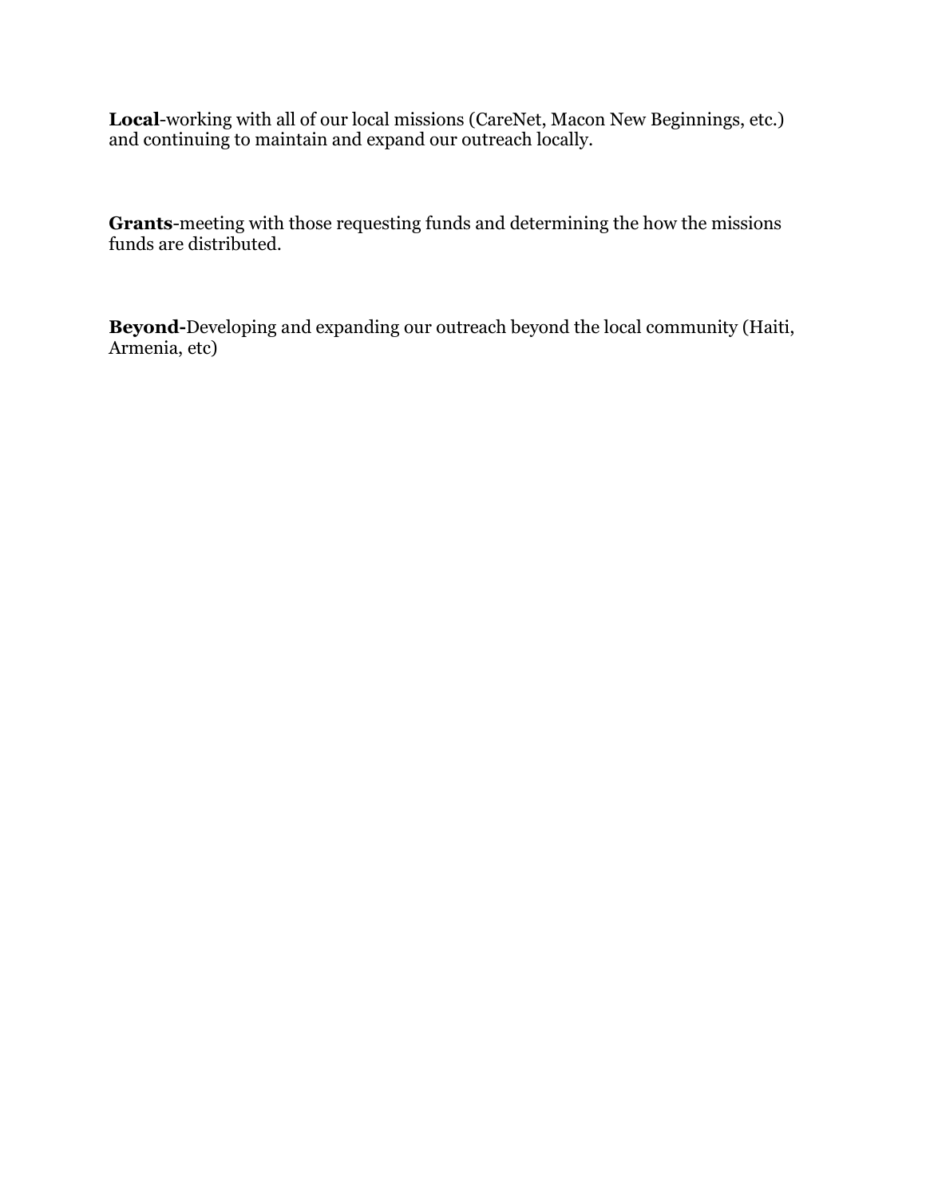**Local**-working with all of our local missions (CareNet, Macon New Beginnings, etc.) and continuing to maintain and expand our outreach locally.

**Grants**-meeting with those requesting funds and determining the how the missions funds are distributed.

**Beyond-**Developing and expanding our outreach beyond the local community (Haiti, Armenia, etc)